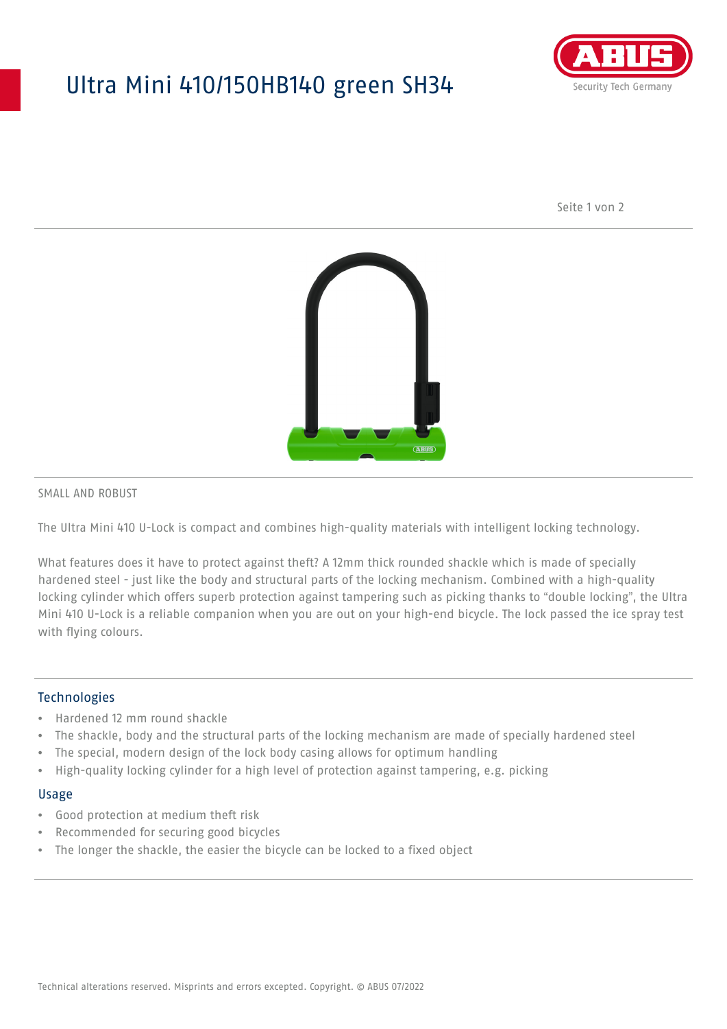# Ultra Mini 410/150HB140 green SH34

SMALL AND ROBUST

The Ultra Mini 410 U-Lock is compact and combines high-quality materials with intelligent locking technology.

What features does it have to protect against theft? A 12mm thick rounded shackle which is made of specially hardened steel - just like the body and structural parts of the locking mechanism. Combined with a high-quality locking cylinder which offers superb protection against tampering such as picking thanks to "double locking", the Ultra Mini 410 U-Lock is a reliable companion when you are out on your high-end bicycle. The lock passed the ice spray test with flying colours.

## Technologies

- Hardened 12 mm round shackle
- The shackle, body and the structural parts of the locking mechanism are made of specially hardened steel
- The special, modern design of the lock body casing allows for optimum handling
- High-quality locking cylinder for a high level of protection against tampering, e.g. picking

## Usage

- Good protection at medium theft risk
- Recommended for securing good bicycles
- The longer the shackle, the easier the bicycle can be locked to a fixed object

Technical alterations reserved. Misprints and errors excepted. Copyright. © ABUS 07/2022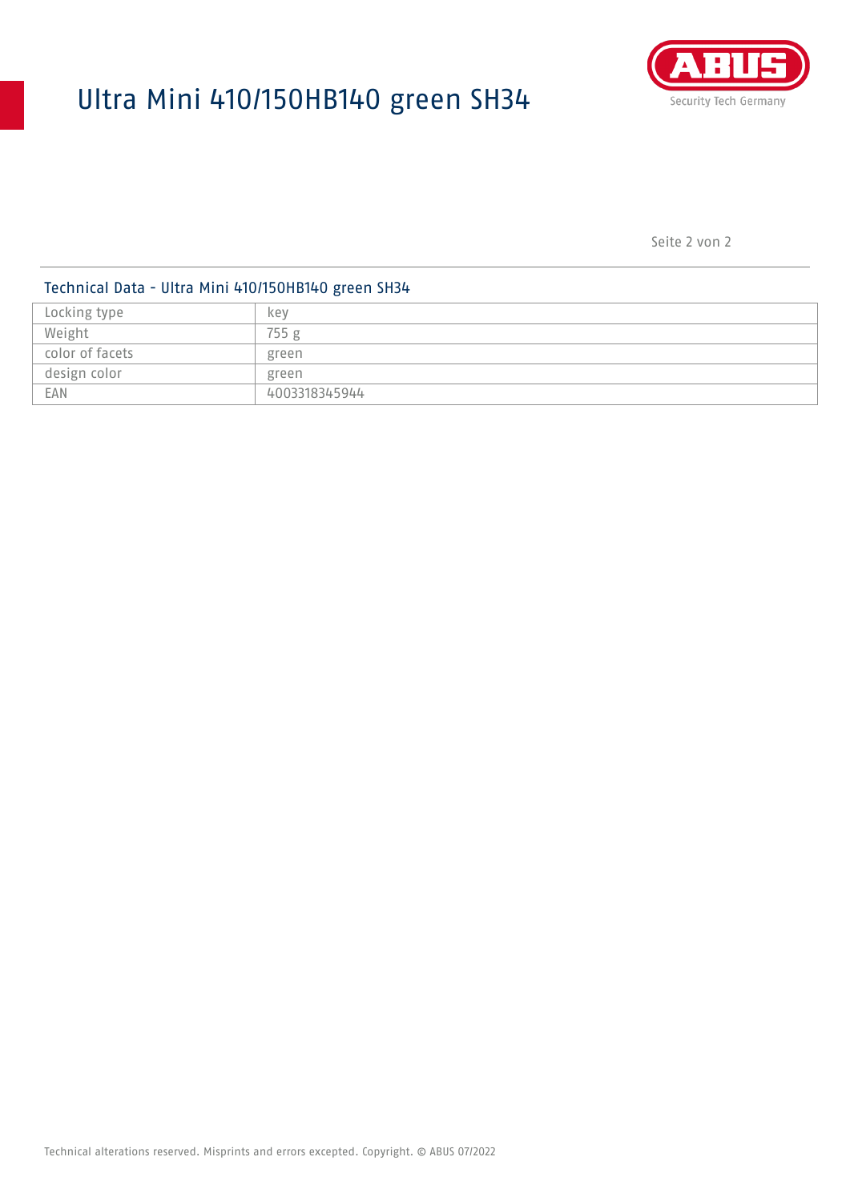# Ultra Mini 410/150HB140 green SH34

## Technical Data - Ultra Mini 410/150HB140 green SH34

| | |
|---|---|
| Locking type | key |
| Weight | 755 g |
| color of facets | green |
| design color | green |
| EAN | 4003318345944 |

Technical alterations reserved. Misprints and errors excepted. Copyright. © ABUS 07/2022